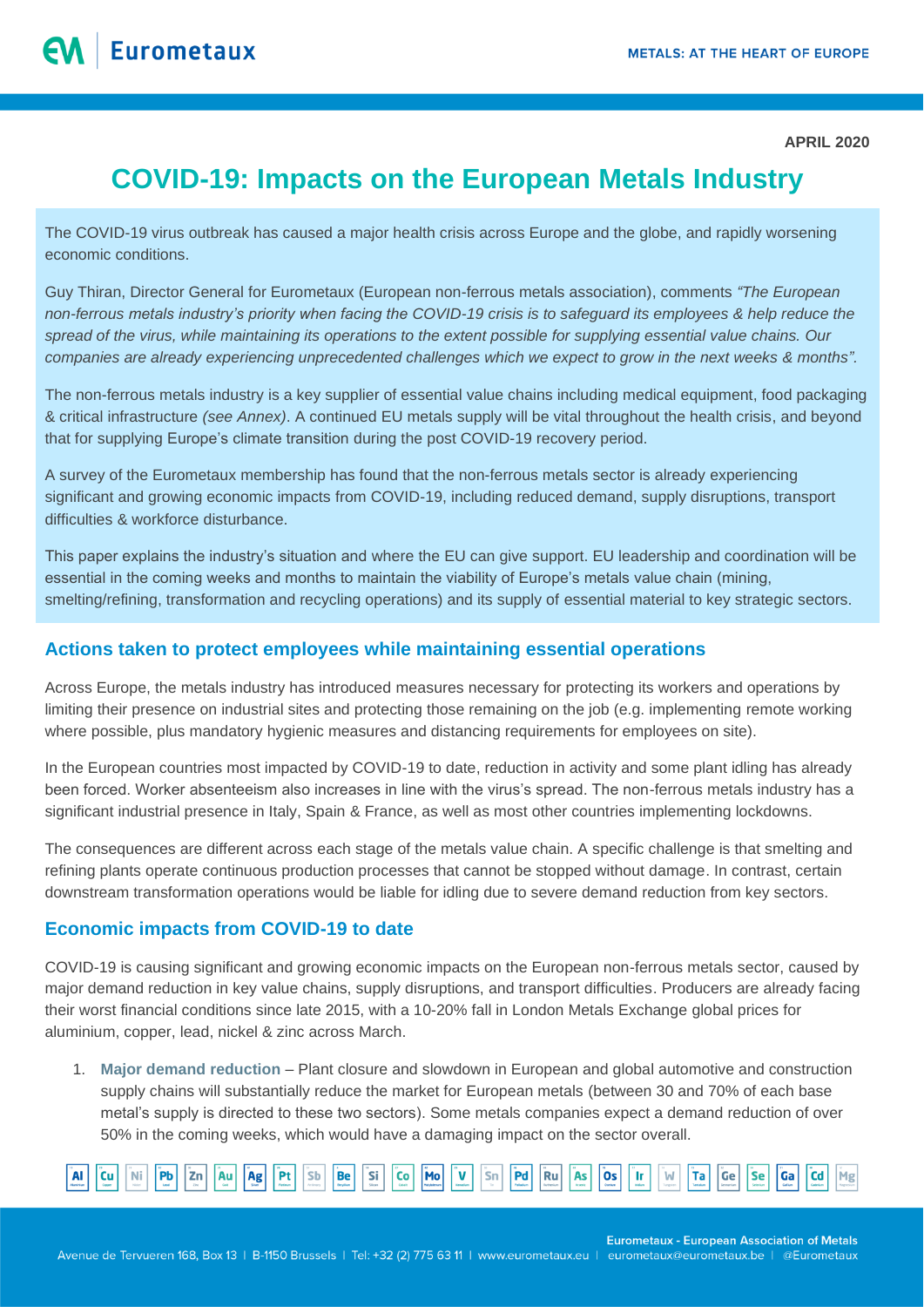APRIL 2020

# COVID-19: Impacts on the European Metals Industry

The COVID-19 virus outbreak has caused a major health crisis across Europe and the globe, and rapidly worsening economic conditions.

Guy Thiran, Director General for Eurometaux (European non-ferrous metals association), comments *"The European non-ferrous metals industry's priority when facing the COVID-19 crisis is to safeguard its employees & help reduce the spread of the virus, while maintaining its operations to the extent possible for supplying essential value chains. Our companies are already experiencing unprecedented challenges which we expect to grow in the next weeks & months".*

The non-ferrous metals industry is a key supplier of essential value chains including medical equipment, food packaging & critical infrastructure *(see Annex)*. A continued EU metals supply will be vital throughout the health crisis, and beyond that for supplying Europe's climate transition during the post COVID-19 recovery period.

A survey of the Eurometaux membership has found that the non-ferrous metals sector is already experiencing significant and growing economic impacts from COVID-19, including reduced demand, supply disruptions, transport difficulties & workforce disturbance.

This paper explains the industry's situation and where the EU can give support. EU leadership and coordination will be essential in the coming weeks and months to maintain the viability of Europe's metals value chain (mining, smelting/refining, transformation and recycling operations) and its supply of essential material to key strategic sectors.

## Actions taken to protect employees while maintaining essential operations

Across Europe, the metals industry has introduced measures necessary for protecting its workers and operations by limiting their presence on industrial sites and protecting those remaining on the job (e.g. implementing remote working where possible, plus mandatory hygienic measures and distancing requirements for employees on site).

In the European countries most impacted by COVID-19 to date, reduction in activity and some plant idling has already been forced. Worker absenteeism also increases in line with the virus's spread. The non-ferrous metals industry has a significant industrial presence in Italy, Spain & France, as well as most other countries implementing lockdowns.

The consequences are different across each stage of the metals value chain. A specific challenge is that smelting and refining plants operate continuous production processes that cannot be stopped without damage. In contrast, certain downstream transformation operations would be liable for idling due to severe demand reduction from key sectors.

## Economic impacts from COVID-19 to date

COVID-19 is causing significant and growing economic impacts on the European non-ferrous metals sector, caused by major demand reduction in key value chains, supply disruptions, and transport difficulties. Producers are already facing their worst financial conditions since late 2015, with a 10-20% fall in London Metals Exchange global prices for aluminium, copper, lead, nickel & zinc across March.

1. **Major demand reduction** – Plant closure and slowdown in European and global automotive and construction supply chains will substantially reduce the market for European metals (between 30 and 70% of each base metal's supply is directed to these two sectors). Some metals companies expect a demand reduction of over 50% in the coming weeks, which would have a damaging impact on the sector overall.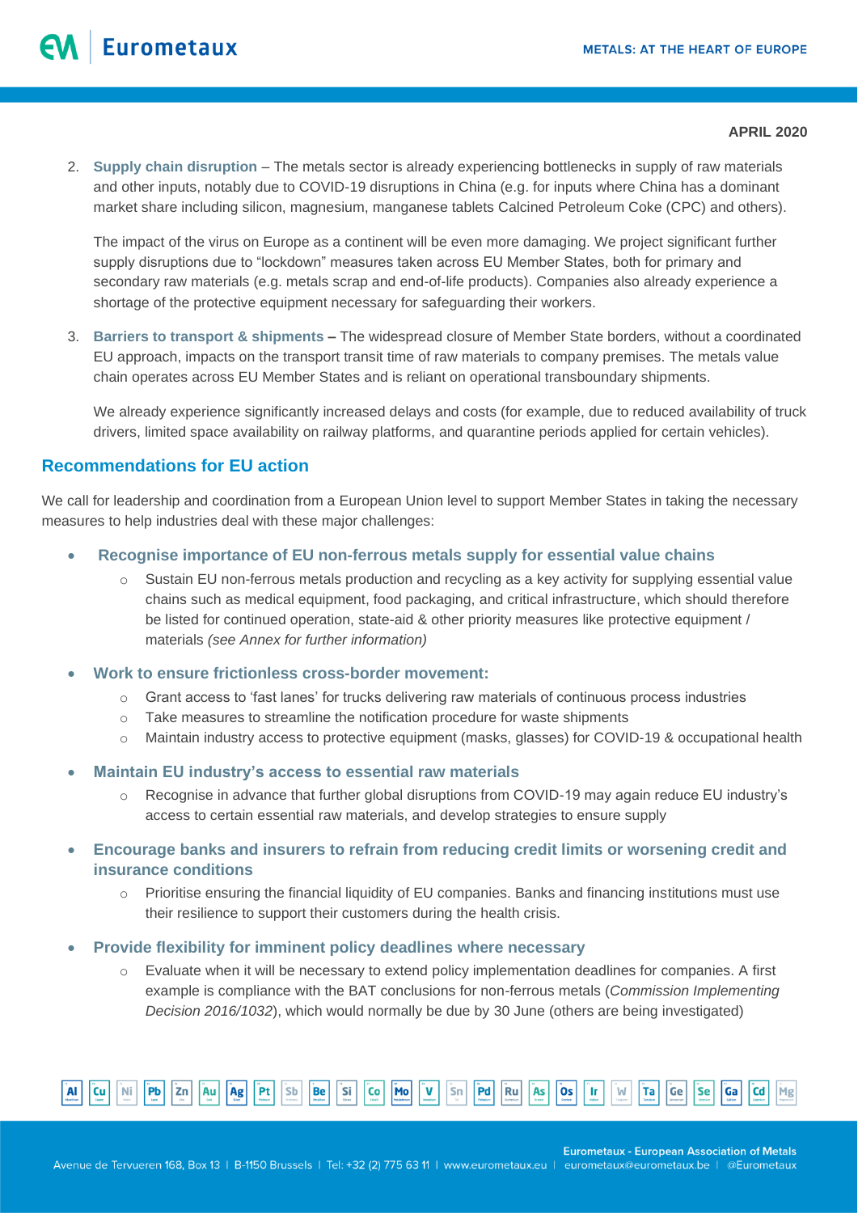2. **Supply chain disruption** – The metals sector is already experiencing bottlenecks in supply of raw materials and other inputs, notably due to COVID-19 disruptions in China (e.g. for inputs where China has a dominant market share including silicon, magnesium, manganese tablets Calcined Petroleum Coke (CPC) and others).

   The impact of the virus on Europe as a continent will be even more damaging. We project significant further supply disruptions due to "lockdown" measures taken across EU Member States, both for primary and secondary raw materials (e.g. metals scrap and end-of-life products). Companies also already experience a shortage of the protective equipment necessary for safeguarding their workers.

3. **Barriers to transport & shipments –** The widespread closure of Member State borders, without a coordinated EU approach, impacts on the transport transit time of raw materials to company premises. The metals value chain operates across EU Member States and is reliant on operational transboundary shipments.

   We already experience significantly increased delays and costs (for example, due to reduced availability of truck drivers, limited space availability on railway platforms, and quarantine periods applied for certain vehicles).

## Recommendations for EU action

We call for leadership and coordination from a European Union level to support Member States in taking the necessary measures to help industries deal with these major challenges:

- **Recognise importance of EU non-ferrous metals supply for essential value chains**
  - Sustain EU non-ferrous metals production and recycling as a key activity for supplying essential value chains such as medical equipment, food packaging, and critical infrastructure, which should therefore be listed for continued operation, state-aid & other priority measures like protective equipment / materials *(see Annex for further information)*
- **Work to ensure frictionless cross-border movement:**
  - Grant access to 'fast lanes' for trucks delivering raw materials of continuous process industries
  - Take measures to streamline the notification procedure for waste shipments
  - Maintain industry access to protective equipment (masks, glasses) for COVID-19 & occupational health
- **Maintain EU industry's access to essential raw materials**
  - Recognise in advance that further global disruptions from COVID-19 may again reduce EU industry's access to certain essential raw materials, and develop strategies to ensure supply
- **Encourage banks and insurers to refrain from reducing credit limits or worsening credit and insurance conditions**
  - Prioritise ensuring the financial liquidity of EU companies. Banks and financing institutions must use their resilience to support their customers during the health crisis.
- **Provide flexibility for imminent policy deadlines where necessary**
  - Evaluate when it will be necessary to extend policy implementation deadlines for companies. A first example is compliance with the BAT conclusions for non-ferrous metals (*Commission Implementing Decision 2016/1032*), which would normally be due by 30 June (others are being investigated)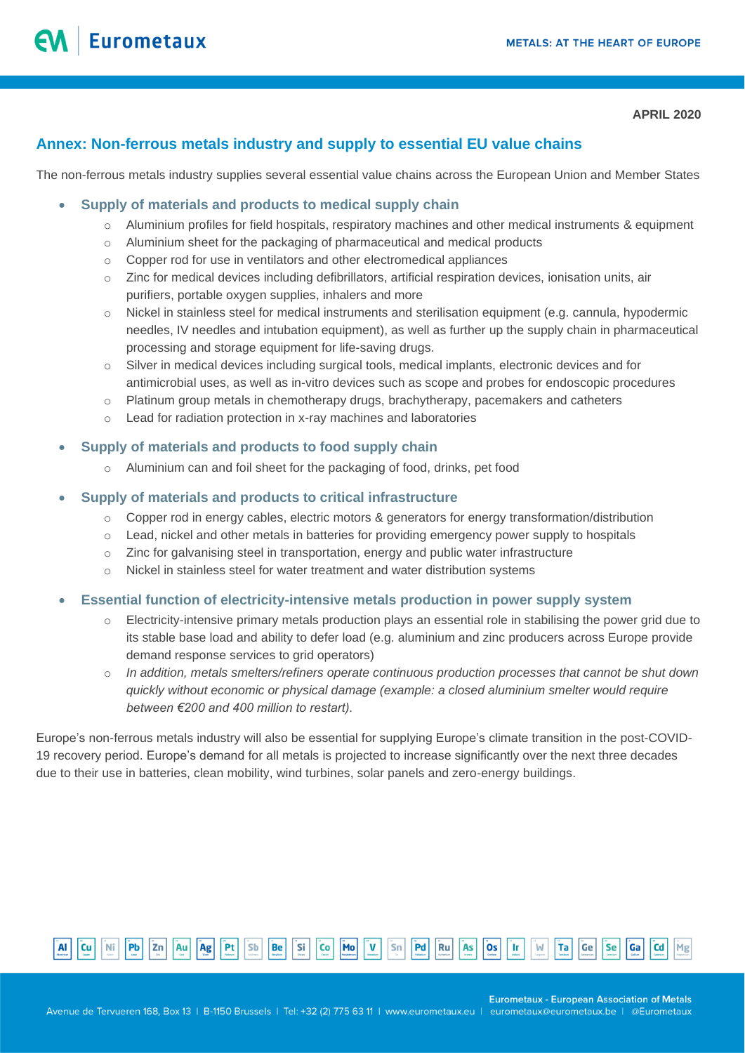APRIL 2020

## Annex: Non-ferrous metals industry and supply to essential EU value chains

The non-ferrous metals industry supplies several essential value chains across the European Union and Member States

- **Supply of materials and products to medical supply chain**
  - Aluminium profiles for field hospitals, respiratory machines and other medical instruments & equipment
  - Aluminium sheet for the packaging of pharmaceutical and medical products
  - Copper rod for use in ventilators and other electromedical appliances
  - Zinc for medical devices including defibrillators, artificial respiration devices, ionisation units, air purifiers, portable oxygen supplies, inhalers and more
  - Nickel in stainless steel for medical instruments and sterilisation equipment (e.g. cannula, hypodermic needles, IV needles and intubation equipment), as well as further up the supply chain in pharmaceutical processing and storage equipment for life-saving drugs.
  - Silver in medical devices including surgical tools, medical implants, electronic devices and for antimicrobial uses, as well as in-vitro devices such as scope and probes for endoscopic procedures
  - Platinum group metals in chemotherapy drugs, brachytherapy, pacemakers and catheters
  - Lead for radiation protection in x-ray machines and laboratories

- **Supply of materials and products to food supply chain**
  - Aluminium can and foil sheet for the packaging of food, drinks, pet food

- **Supply of materials and products to critical infrastructure**
  - Copper rod in energy cables, electric motors & generators for energy transformation/distribution
  - Lead, nickel and other metals in batteries for providing emergency power supply to hospitals
  - Zinc for galvanising steel in transportation, energy and public water infrastructure
  - Nickel in stainless steel for water treatment and water distribution systems

- **Essential function of electricity-intensive metals production in power supply system**
  - Electricity-intensive primary metals production plays an essential role in stabilising the power grid due to its stable base load and ability to defer load (e.g. aluminium and zinc producers across Europe provide demand response services to grid operators)
  - *In addition, metals smelters/refiners operate continuous production processes that cannot be shut down quickly without economic or physical damage (example: a closed aluminium smelter would require between €200 and 400 million to restart).*

Europe's non-ferrous metals industry will also be essential for supplying Europe's climate transition in the post-COVID-19 recovery period. Europe's demand for all metals is projected to increase significantly over the next three decades due to their use in batteries, clean mobility, wind turbines, solar panels and zero-energy buildings.